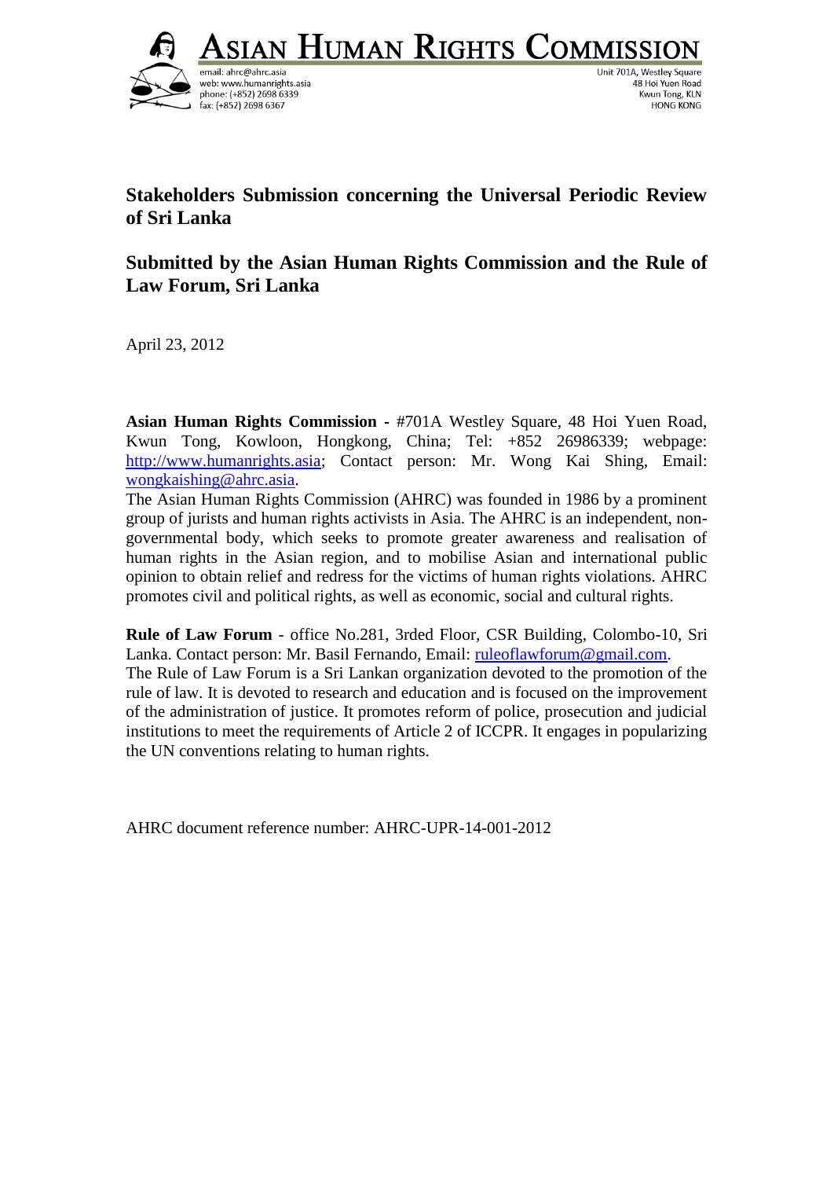**ASIAN HUMAN RIGHTS COMMISSION**

email: ahrc@ahrc.asia
web: www.humanrights.asia
phone: (+852) 2698 6339
fax: (+852) 2698 6367

Unit 701A, Westley Square
48 Hoi Yuen Road
Kwun Tong, KLN
HONG KONG

# Stakeholders Submission concerning the Universal Periodic Review of Sri Lanka

## Submitted by the Asian Human Rights Commission and the Rule of Law Forum, Sri Lanka

April 23, 2012

**Asian Human Rights Commission** - #701A Westley Square, 48 Hoi Yuen Road, Kwun Tong, Kowloon, Hongkong, China; Tel: +852 26986339; webpage: http://www.humanrights.asia; Contact person: Mr. Wong Kai Shing, Email: wongkaishing@ahrc.asia.

The Asian Human Rights Commission (AHRC) was founded in 1986 by a prominent group of jurists and human rights activists in Asia. The AHRC is an independent, non-governmental body, which seeks to promote greater awareness and realisation of human rights in the Asian region, and to mobilise Asian and international public opinion to obtain relief and redress for the victims of human rights violations. AHRC promotes civil and political rights, as well as economic, social and cultural rights.

**Rule of Law Forum** - office No.281, 3rded Floor, CSR Building, Colombo-10, Sri Lanka. Contact person: Mr. Basil Fernando, Email: ruleoflawforum@gmail.com.

The Rule of Law Forum is a Sri Lankan organization devoted to the promotion of the rule of law. It is devoted to research and education and is focused on the improvement of the administration of justice. It promotes reform of police, prosecution and judicial institutions to meet the requirements of Article 2 of ICCPR. It engages in popularizing the UN conventions relating to human rights.

AHRC document reference number: AHRC-UPR-14-001-2012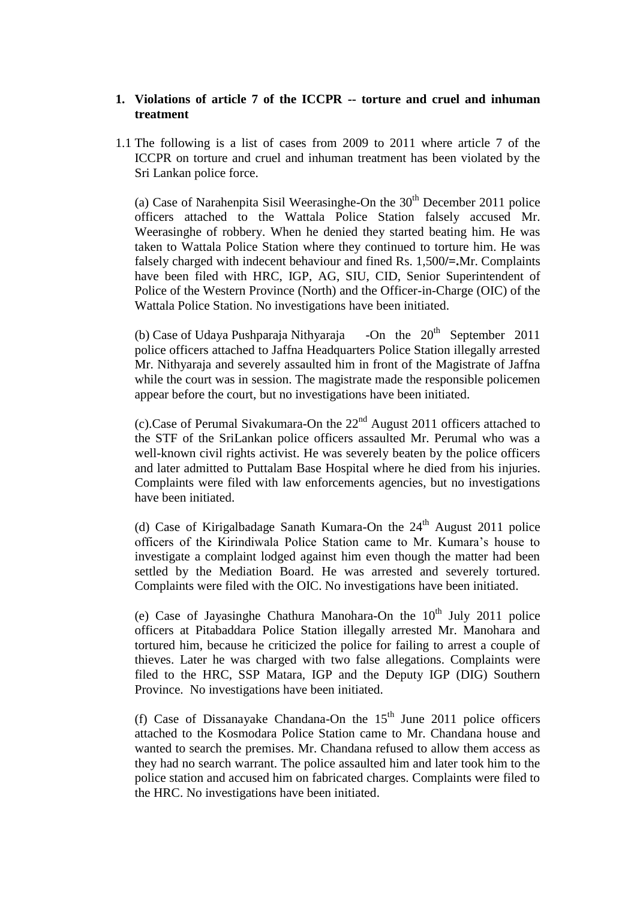1. **Violations of article 7 of the ICCPR -- torture and cruel and inhuman treatment**

1.1 The following is a list of cases from 2009 to 2011 where article 7 of the ICCPR on torture and cruel and inhuman treatment has been violated by the Sri Lankan police force.

(a) Case of Narahenpita Sisil Weerasinghe-On the 30th December 2011 police officers attached to the Wattala Police Station falsely accused Mr. Weerasinghe of robbery. When he denied they started beating him. He was taken to Wattala Police Station where they continued to torture him. He was falsely charged with indecent behaviour and fined Rs. 1,500**/=.**Mr. Complaints have been filed with HRC, IGP, AG, SIU, CID, Senior Superintendent of Police of the Western Province (North) and the Officer-in-Charge (OIC) of the Wattala Police Station. No investigations have been initiated.

(b) Case of Udaya Pushparaja Nithyaraja -On the 20th September 2011 police officers attached to Jaffna Headquarters Police Station illegally arrested Mr. Nithyaraja and severely assaulted him in front of the Magistrate of Jaffna while the court was in session. The magistrate made the responsible policemen appear before the court, but no investigations have been initiated.

(c).Case of Perumal Sivakumara-On the 22nd August 2011 officers attached to the STF of the SriLankan police officers assaulted Mr. Perumal who was a well-known civil rights activist. He was severely beaten by the police officers and later admitted to Puttalam Base Hospital where he died from his injuries. Complaints were filed with law enforcements agencies, but no investigations have been initiated.

(d) Case of Kirigalbadage Sanath Kumara-On the 24th August 2011 police officers of the Kirindiwala Police Station came to Mr. Kumara's house to investigate a complaint lodged against him even though the matter had been settled by the Mediation Board. He was arrested and severely tortured. Complaints were filed with the OIC. No investigations have been initiated.

(e) Case of Jayasinghe Chathura Manohara-On the 10th July 2011 police officers at Pitabaddara Police Station illegally arrested Mr. Manohara and tortured him, because he criticized the police for failing to arrest a couple of thieves. Later he was charged with two false allegations. Complaints were filed to the HRC, SSP Matara, IGP and the Deputy IGP (DIG) Southern Province. No investigations have been initiated.

(f) Case of Dissanayake Chandana-On the 15th June 2011 police officers attached to the Kosmodara Police Station came to Mr. Chandana house and wanted to search the premises. Mr. Chandana refused to allow them access as they had no search warrant. The police assaulted him and later took him to the police station and accused him on fabricated charges. Complaints were filed to the HRC. No investigations have been initiated.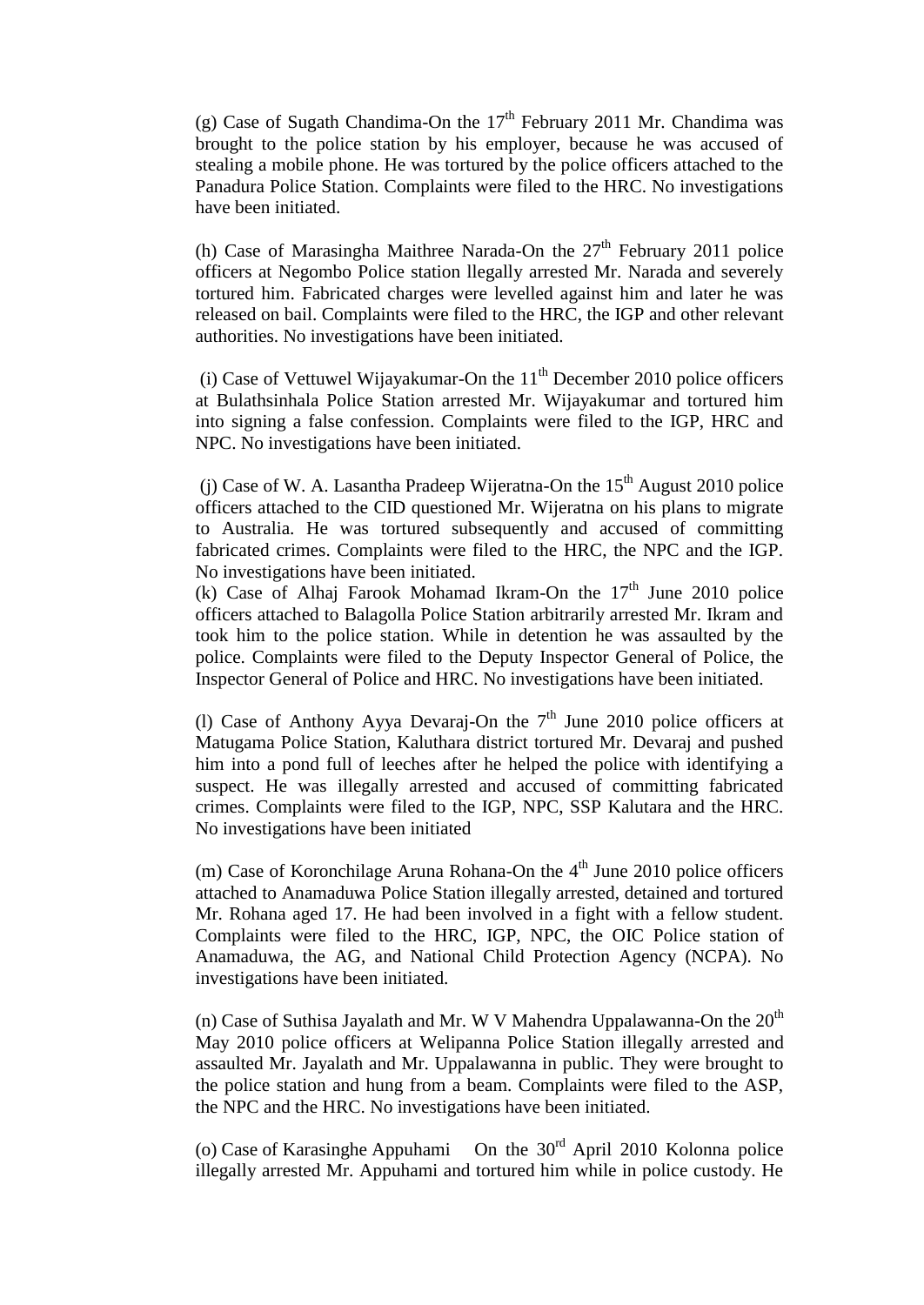(g) Case of Sugath Chandima-On the 17th February 2011 Mr. Chandima was brought to the police station by his employer, because he was accused of stealing a mobile phone. He was tortured by the police officers attached to the Panadura Police Station. Complaints were filed to the HRC. No investigations have been initiated.

(h) Case of Marasingha Maithree Narada-On the 27th February 2011 police officers at Negombo Police station llegally arrested Mr. Narada and severely tortured him. Fabricated charges were levelled against him and later he was released on bail. Complaints were filed to the HRC, the IGP and other relevant authorities. No investigations have been initiated.

(i) Case of Vettuwel Wijayakumar-On the 11th December 2010 police officers at Bulathsinhala Police Station arrested Mr. Wijayakumar and tortured him into signing a false confession. Complaints were filed to the IGP, HRC and NPC. No investigations have been initiated.

(j) Case of W. A. Lasantha Pradeep Wijeratna-On the 15th August 2010 police officers attached to the CID questioned Mr. Wijeratna on his plans to migrate to Australia. He was tortured subsequently and accused of committing fabricated crimes. Complaints were filed to the HRC, the NPC and the IGP. No investigations have been initiated.

(k) Case of Alhaj Farook Mohamad Ikram-On the 17th June 2010 police officers attached to Balagolla Police Station arbitrarily arrested Mr. Ikram and took him to the police station. While in detention he was assaulted by the police. Complaints were filed to the Deputy Inspector General of Police, the Inspector General of Police and HRC. No investigations have been initiated.

(l) Case of Anthony Ayya Devaraj-On the 7th June 2010 police officers at Matugama Police Station, Kaluthara district tortured Mr. Devaraj and pushed him into a pond full of leeches after he helped the police with identifying a suspect. He was illegally arrested and accused of committing fabricated crimes. Complaints were filed to the IGP, NPC, SSP Kalutara and the HRC. No investigations have been initiated

(m) Case of Koronchilage Aruna Rohana-On the 4th June 2010 police officers attached to Anamaduwa Police Station illegally arrested, detained and tortured Mr. Rohana aged 17. He had been involved in a fight with a fellow student. Complaints were filed to the HRC, IGP, NPC, the OIC Police station of Anamaduwa, the AG, and National Child Protection Agency (NCPA). No investigations have been initiated.

(n) Case of Suthisa Jayalath and Mr. W V Mahendra Uppalawanna-On the 20th May 2010 police officers at Welipanna Police Station illegally arrested and assaulted Mr. Jayalath and Mr. Uppalawanna in public. They were brought to the police station and hung from a beam. Complaints were filed to the ASP, the NPC and the HRC. No investigations have been initiated.

(o) Case of Karasinghe Appuhami On the 30rd April 2010 Kolonna police illegally arrested Mr. Appuhami and tortured him while in police custody. He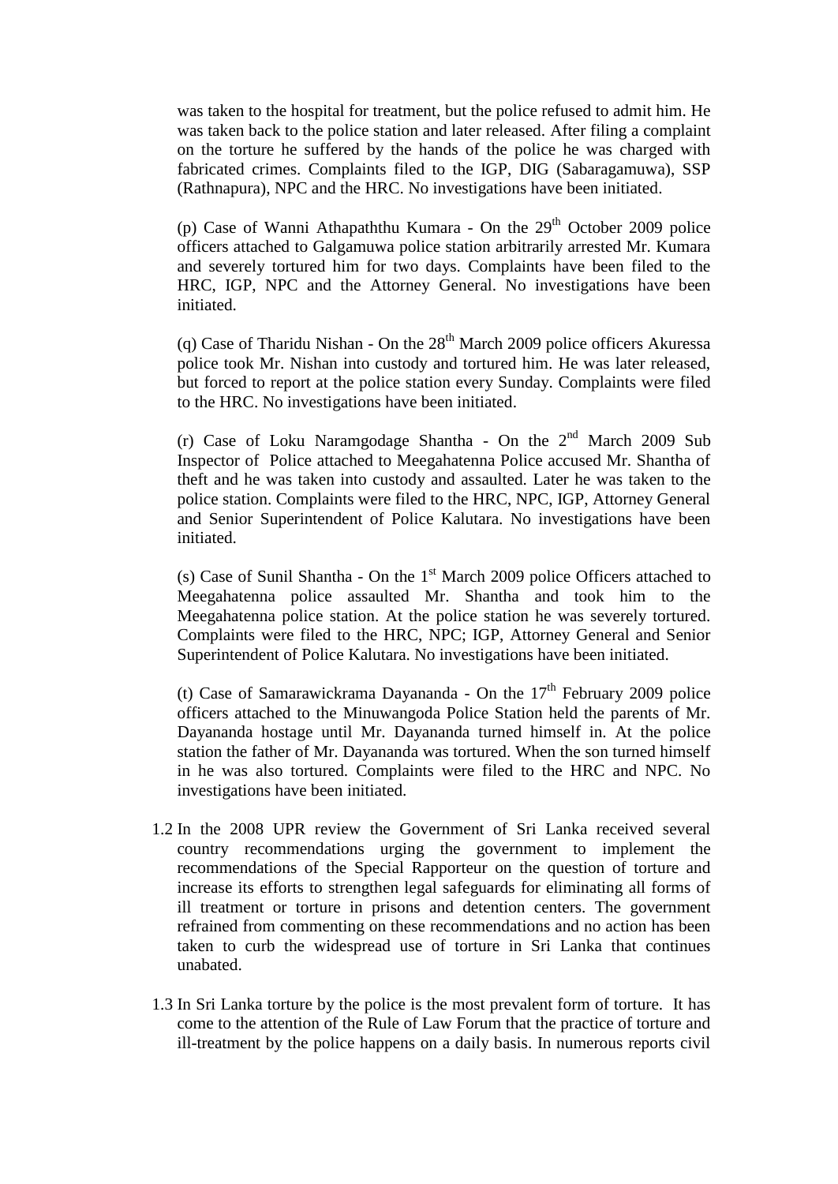was taken to the hospital for treatment, but the police refused to admit him. He was taken back to the police station and later released. After filing a complaint on the torture he suffered by the hands of the police he was charged with fabricated crimes. Complaints filed to the IGP, DIG (Sabaragamuwa), SSP (Rathnapura), NPC and the HRC. No investigations have been initiated.

(p) Case of Wanni Athapaththu Kumara - On the 29th October 2009 police officers attached to Galgamuwa police station arbitrarily arrested Mr. Kumara and severely tortured him for two days. Complaints have been filed to the HRC, IGP, NPC and the Attorney General. No investigations have been initiated.

(q) Case of Tharidu Nishan - On the 28th March 2009 police officers Akuressa police took Mr. Nishan into custody and tortured him. He was later released, but forced to report at the police station every Sunday. Complaints were filed to the HRC. No investigations have been initiated.

(r) Case of Loku Naramgodage Shantha - On the 2nd March 2009 Sub Inspector of Police attached to Meegahatenna Police accused Mr. Shantha of theft and he was taken into custody and assaulted. Later he was taken to the police station. Complaints were filed to the HRC, NPC, IGP, Attorney General and Senior Superintendent of Police Kalutara. No investigations have been initiated.

(s) Case of Sunil Shantha - On the 1st March 2009 police Officers attached to Meegahatenna police assaulted Mr. Shantha and took him to the Meegahatenna police station. At the police station he was severely tortured. Complaints were filed to the HRC, NPC; IGP, Attorney General and Senior Superintendent of Police Kalutara. No investigations have been initiated.

(t) Case of Samarawickrama Dayananda - On the 17th February 2009 police officers attached to the Minuwangoda Police Station held the parents of Mr. Dayananda hostage until Mr. Dayananda turned himself in. At the police station the father of Mr. Dayananda was tortured. When the son turned himself in he was also tortured. Complaints were filed to the HRC and NPC. No investigations have been initiated.

1.2 In the 2008 UPR review the Government of Sri Lanka received several country recommendations urging the government to implement the recommendations of the Special Rapporteur on the question of torture and increase its efforts to strengthen legal safeguards for eliminating all forms of ill treatment or torture in prisons and detention centers. The government refrained from commenting on these recommendations and no action has been taken to curb the widespread use of torture in Sri Lanka that continues unabated.

1.3 In Sri Lanka torture by the police is the most prevalent form of torture. It has come to the attention of the Rule of Law Forum that the practice of torture and ill-treatment by the police happens on a daily basis. In numerous reports civil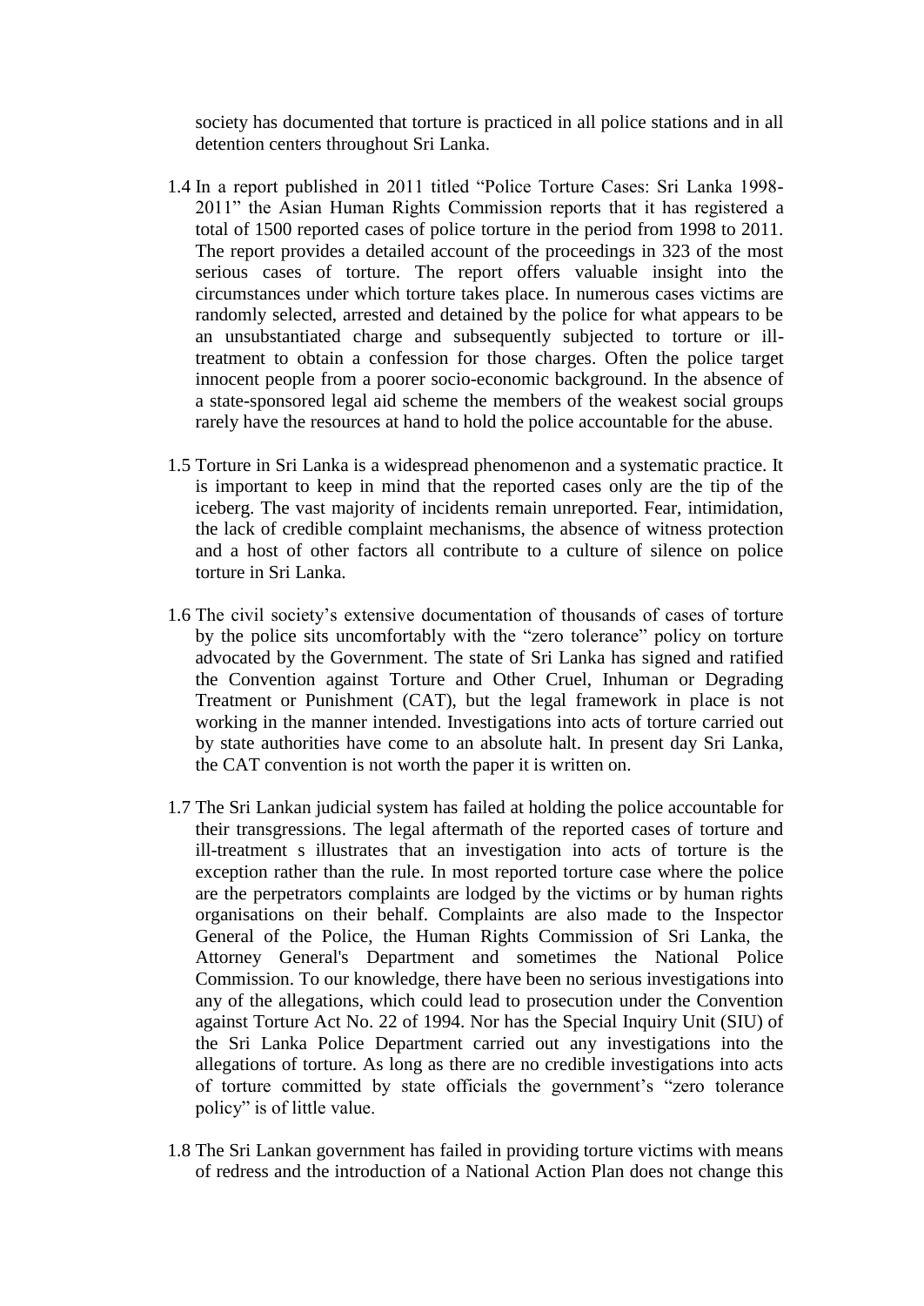society has documented that torture is practiced in all police stations and in all detention centers throughout Sri Lanka.

1.4 In a report published in 2011 titled "Police Torture Cases: Sri Lanka 1998-2011" the Asian Human Rights Commission reports that it has registered a total of 1500 reported cases of police torture in the period from 1998 to 2011. The report provides a detailed account of the proceedings in 323 of the most serious cases of torture. The report offers valuable insight into the circumstances under which torture takes place. In numerous cases victims are randomly selected, arrested and detained by the police for what appears to be an unsubstantiated charge and subsequently subjected to torture or ill-treatment to obtain a confession for those charges. Often the police target innocent people from a poorer socio-economic background. In the absence of a state-sponsored legal aid scheme the members of the weakest social groups rarely have the resources at hand to hold the police accountable for the abuse.

1.5 Torture in Sri Lanka is a widespread phenomenon and a systematic practice. It is important to keep in mind that the reported cases only are the tip of the iceberg. The vast majority of incidents remain unreported. Fear, intimidation, the lack of credible complaint mechanisms, the absence of witness protection and a host of other factors all contribute to a culture of silence on police torture in Sri Lanka.

1.6 The civil society's extensive documentation of thousands of cases of torture by the police sits uncomfortably with the "zero tolerance" policy on torture advocated by the Government. The state of Sri Lanka has signed and ratified the Convention against Torture and Other Cruel, Inhuman or Degrading Treatment or Punishment (CAT), but the legal framework in place is not working in the manner intended. Investigations into acts of torture carried out by state authorities have come to an absolute halt. In present day Sri Lanka, the CAT convention is not worth the paper it is written on.

1.7 The Sri Lankan judicial system has failed at holding the police accountable for their transgressions. The legal aftermath of the reported cases of torture and ill-treatment s illustrates that an investigation into acts of torture is the exception rather than the rule. In most reported torture case where the police are the perpetrators complaints are lodged by the victims or by human rights organisations on their behalf. Complaints are also made to the Inspector General of the Police, the Human Rights Commission of Sri Lanka, the Attorney General's Department and sometimes the National Police Commission. To our knowledge, there have been no serious investigations into any of the allegations, which could lead to prosecution under the Convention against Torture Act No. 22 of 1994. Nor has the Special Inquiry Unit (SIU) of the Sri Lanka Police Department carried out any investigations into the allegations of torture. As long as there are no credible investigations into acts of torture committed by state officials the government's "zero tolerance policy" is of little value.

1.8 The Sri Lankan government has failed in providing torture victims with means of redress and the introduction of a National Action Plan does not change this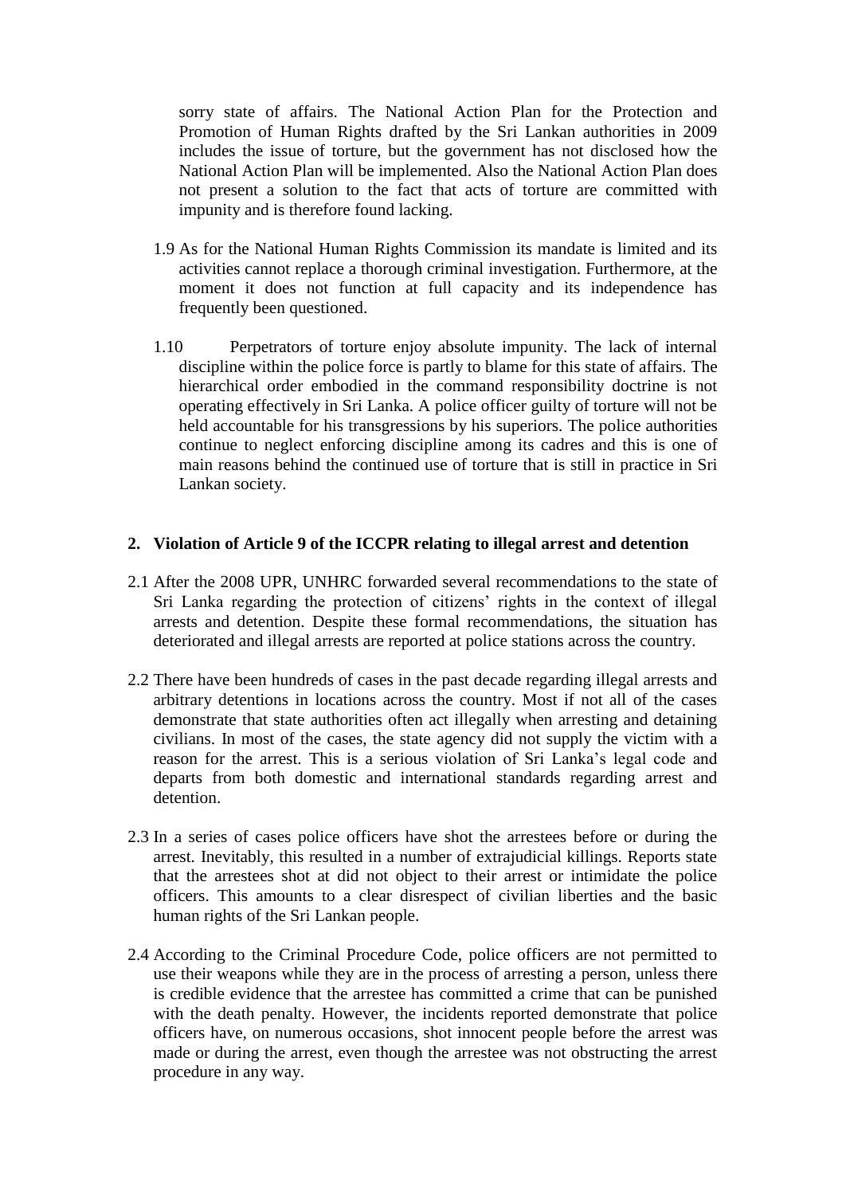sorry state of affairs. The National Action Plan for the Protection and Promotion of Human Rights drafted by the Sri Lankan authorities in 2009 includes the issue of torture, but the government has not disclosed how the National Action Plan will be implemented. Also the National Action Plan does not present a solution to the fact that acts of torture are committed with impunity and is therefore found lacking.

1.9 As for the National Human Rights Commission its mandate is limited and its activities cannot replace a thorough criminal investigation. Furthermore, at the moment it does not function at full capacity and its independence has frequently been questioned.

1.10 Perpetrators of torture enjoy absolute impunity. The lack of internal discipline within the police force is partly to blame for this state of affairs. The hierarchical order embodied in the command responsibility doctrine is not operating effectively in Sri Lanka. A police officer guilty of torture will not be held accountable for his transgressions by his superiors. The police authorities continue to neglect enforcing discipline among its cadres and this is one of main reasons behind the continued use of torture that is still in practice in Sri Lankan society.

## 2. Violation of Article 9 of the ICCPR relating to illegal arrest and detention

2.1 After the 2008 UPR, UNHRC forwarded several recommendations to the state of Sri Lanka regarding the protection of citizens' rights in the context of illegal arrests and detention. Despite these formal recommendations, the situation has deteriorated and illegal arrests are reported at police stations across the country.

2.2 There have been hundreds of cases in the past decade regarding illegal arrests and arbitrary detentions in locations across the country. Most if not all of the cases demonstrate that state authorities often act illegally when arresting and detaining civilians. In most of the cases, the state agency did not supply the victim with a reason for the arrest. This is a serious violation of Sri Lanka's legal code and departs from both domestic and international standards regarding arrest and detention.

2.3 In a series of cases police officers have shot the arrestees before or during the arrest. Inevitably, this resulted in a number of extrajudicial killings. Reports state that the arrestees shot at did not object to their arrest or intimidate the police officers. This amounts to a clear disrespect of civilian liberties and the basic human rights of the Sri Lankan people.

2.4 According to the Criminal Procedure Code, police officers are not permitted to use their weapons while they are in the process of arresting a person, unless there is credible evidence that the arrestee has committed a crime that can be punished with the death penalty. However, the incidents reported demonstrate that police officers have, on numerous occasions, shot innocent people before the arrest was made or during the arrest, even though the arrestee was not obstructing the arrest procedure in any way.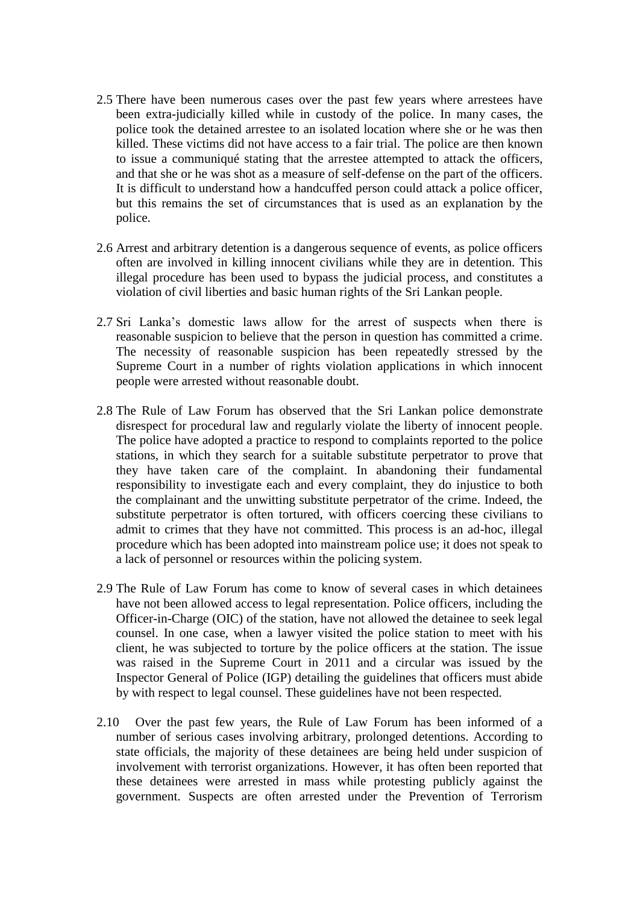2.5 There have been numerous cases over the past few years where arrestees have been extra-judicially killed while in custody of the police. In many cases, the police took the detained arrestee to an isolated location where she or he was then killed. These victims did not have access to a fair trial. The police are then known to issue a communiqué stating that the arrestee attempted to attack the officers, and that she or he was shot as a measure of self-defense on the part of the officers. It is difficult to understand how a handcuffed person could attack a police officer, but this remains the set of circumstances that is used as an explanation by the police.

2.6 Arrest and arbitrary detention is a dangerous sequence of events, as police officers often are involved in killing innocent civilians while they are in detention. This illegal procedure has been used to bypass the judicial process, and constitutes a violation of civil liberties and basic human rights of the Sri Lankan people.

2.7 Sri Lanka's domestic laws allow for the arrest of suspects when there is reasonable suspicion to believe that the person in question has committed a crime. The necessity of reasonable suspicion has been repeatedly stressed by the Supreme Court in a number of rights violation applications in which innocent people were arrested without reasonable doubt.

2.8 The Rule of Law Forum has observed that the Sri Lankan police demonstrate disrespect for procedural law and regularly violate the liberty of innocent people. The police have adopted a practice to respond to complaints reported to the police stations, in which they search for a suitable substitute perpetrator to prove that they have taken care of the complaint. In abandoning their fundamental responsibility to investigate each and every complaint, they do injustice to both the complainant and the unwitting substitute perpetrator of the crime. Indeed, the substitute perpetrator is often tortured, with officers coercing these civilians to admit to crimes that they have not committed. This process is an ad-hoc, illegal procedure which has been adopted into mainstream police use; it does not speak to a lack of personnel or resources within the policing system.

2.9 The Rule of Law Forum has come to know of several cases in which detainees have not been allowed access to legal representation. Police officers, including the Officer-in-Charge (OIC) of the station, have not allowed the detainee to seek legal counsel. In one case, when a lawyer visited the police station to meet with his client, he was subjected to torture by the police officers at the station. The issue was raised in the Supreme Court in 2011 and a circular was issued by the Inspector General of Police (IGP) detailing the guidelines that officers must abide by with respect to legal counsel. These guidelines have not been respected.

2.10 Over the past few years, the Rule of Law Forum has been informed of a number of serious cases involving arbitrary, prolonged detentions. According to state officials, the majority of these detainees are being held under suspicion of involvement with terrorist organizations. However, it has often been reported that these detainees were arrested in mass while protesting publicly against the government. Suspects are often arrested under the Prevention of Terrorism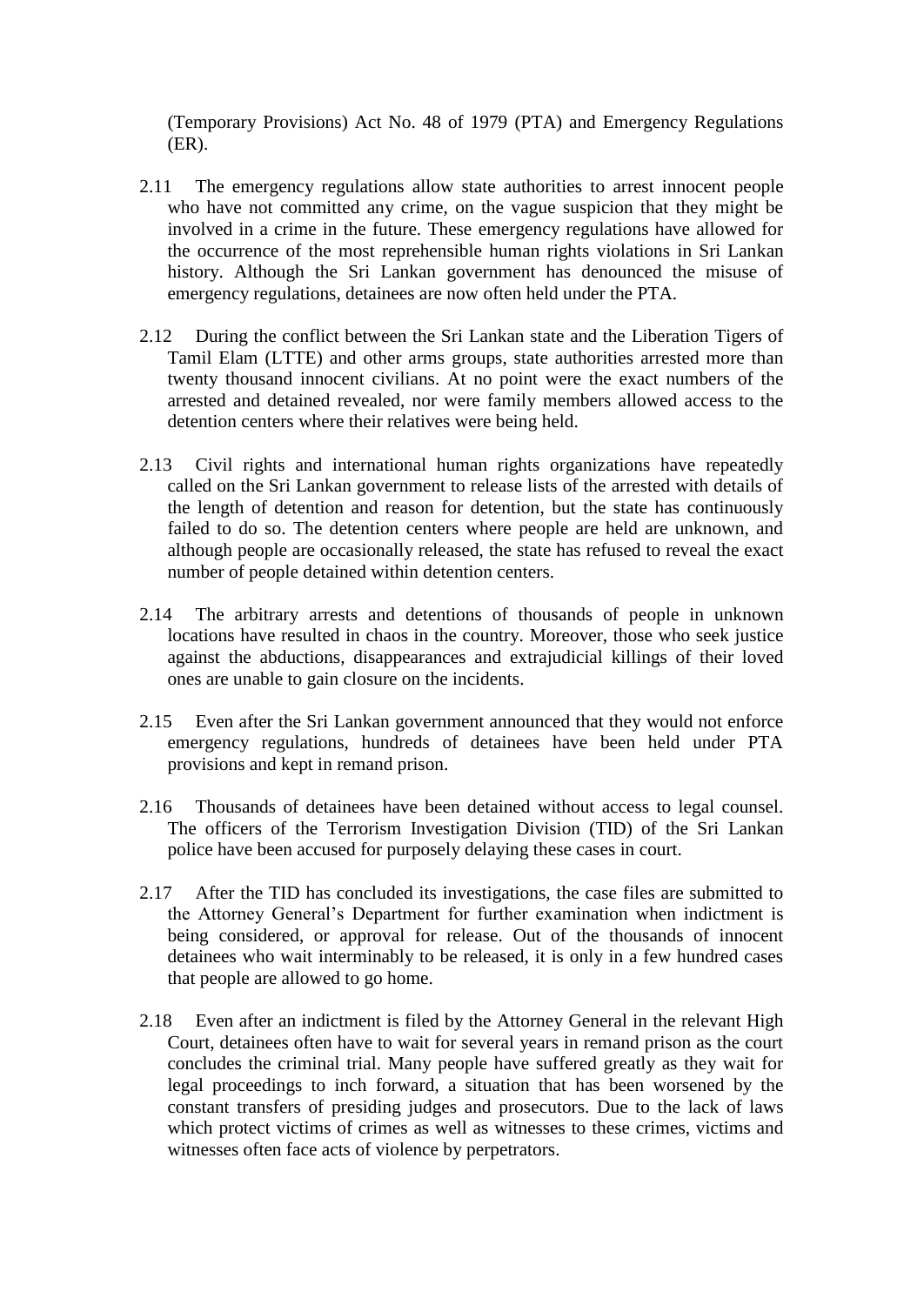(Temporary Provisions) Act No. 48 of 1979 (PTA) and Emergency Regulations (ER).

2.11 The emergency regulations allow state authorities to arrest innocent people who have not committed any crime, on the vague suspicion that they might be involved in a crime in the future. These emergency regulations have allowed for the occurrence of the most reprehensible human rights violations in Sri Lankan history. Although the Sri Lankan government has denounced the misuse of emergency regulations, detainees are now often held under the PTA.

2.12 During the conflict between the Sri Lankan state and the Liberation Tigers of Tamil Elam (LTTE) and other arms groups, state authorities arrested more than twenty thousand innocent civilians. At no point were the exact numbers of the arrested and detained revealed, nor were family members allowed access to the detention centers where their relatives were being held.

2.13 Civil rights and international human rights organizations have repeatedly called on the Sri Lankan government to release lists of the arrested with details of the length of detention and reason for detention, but the state has continuously failed to do so. The detention centers where people are held are unknown, and although people are occasionally released, the state has refused to reveal the exact number of people detained within detention centers.

2.14 The arbitrary arrests and detentions of thousands of people in unknown locations have resulted in chaos in the country. Moreover, those who seek justice against the abductions, disappearances and extrajudicial killings of their loved ones are unable to gain closure on the incidents.

2.15 Even after the Sri Lankan government announced that they would not enforce emergency regulations, hundreds of detainees have been held under PTA provisions and kept in remand prison.

2.16 Thousands of detainees have been detained without access to legal counsel. The officers of the Terrorism Investigation Division (TID) of the Sri Lankan police have been accused for purposely delaying these cases in court.

2.17 After the TID has concluded its investigations, the case files are submitted to the Attorney General's Department for further examination when indictment is being considered, or approval for release. Out of the thousands of innocent detainees who wait interminably to be released, it is only in a few hundred cases that people are allowed to go home.

2.18 Even after an indictment is filed by the Attorney General in the relevant High Court, detainees often have to wait for several years in remand prison as the court concludes the criminal trial. Many people have suffered greatly as they wait for legal proceedings to inch forward, a situation that has been worsened by the constant transfers of presiding judges and prosecutors. Due to the lack of laws which protect victims of crimes as well as witnesses to these crimes, victims and witnesses often face acts of violence by perpetrators.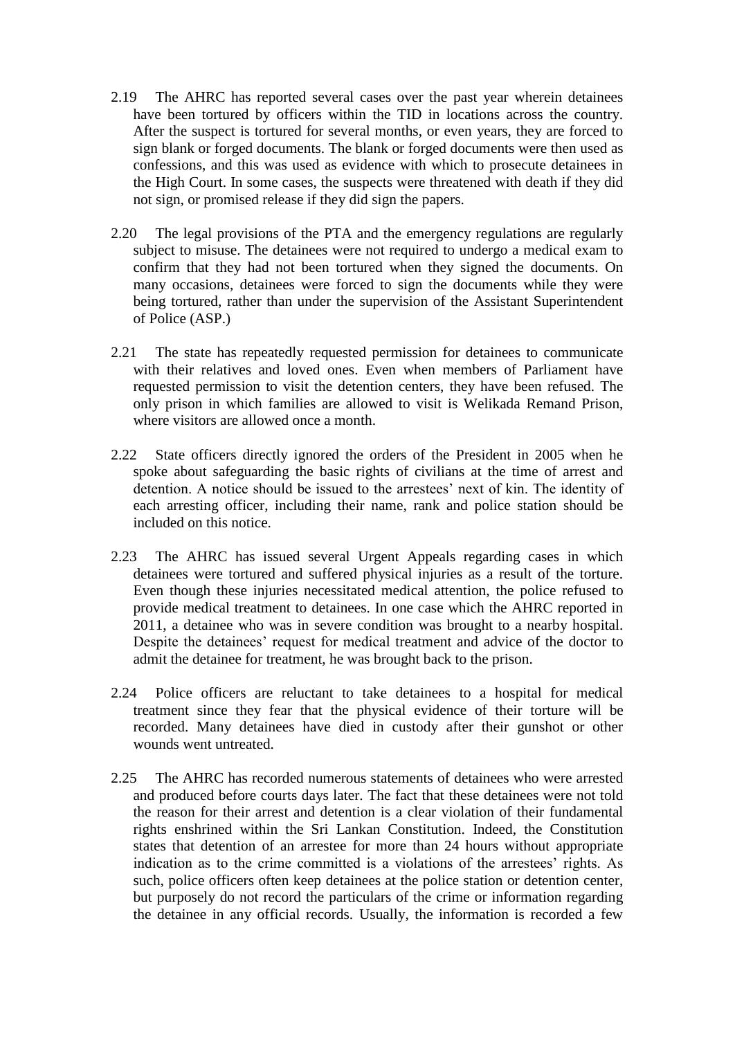2.19 The AHRC has reported several cases over the past year wherein detainees have been tortured by officers within the TID in locations across the country. After the suspect is tortured for several months, or even years, they are forced to sign blank or forged documents. The blank or forged documents were then used as confessions, and this was used as evidence with which to prosecute detainees in the High Court. In some cases, the suspects were threatened with death if they did not sign, or promised release if they did sign the papers.

2.20 The legal provisions of the PTA and the emergency regulations are regularly subject to misuse. The detainees were not required to undergo a medical exam to confirm that they had not been tortured when they signed the documents. On many occasions, detainees were forced to sign the documents while they were being tortured, rather than under the supervision of the Assistant Superintendent of Police (ASP.)

2.21 The state has repeatedly requested permission for detainees to communicate with their relatives and loved ones. Even when members of Parliament have requested permission to visit the detention centers, they have been refused. The only prison in which families are allowed to visit is Welikada Remand Prison, where visitors are allowed once a month.

2.22 State officers directly ignored the orders of the President in 2005 when he spoke about safeguarding the basic rights of civilians at the time of arrest and detention. A notice should be issued to the arrestees' next of kin. The identity of each arresting officer, including their name, rank and police station should be included on this notice.

2.23 The AHRC has issued several Urgent Appeals regarding cases in which detainees were tortured and suffered physical injuries as a result of the torture. Even though these injuries necessitated medical attention, the police refused to provide medical treatment to detainees. In one case which the AHRC reported in 2011, a detainee who was in severe condition was brought to a nearby hospital. Despite the detainees' request for medical treatment and advice of the doctor to admit the detainee for treatment, he was brought back to the prison.

2.24 Police officers are reluctant to take detainees to a hospital for medical treatment since they fear that the physical evidence of their torture will be recorded. Many detainees have died in custody after their gunshot or other wounds went untreated.

2.25 The AHRC has recorded numerous statements of detainees who were arrested and produced before courts days later. The fact that these detainees were not told the reason for their arrest and detention is a clear violation of their fundamental rights enshrined within the Sri Lankan Constitution. Indeed, the Constitution states that detention of an arrestee for more than 24 hours without appropriate indication as to the crime committed is a violations of the arrestees' rights. As such, police officers often keep detainees at the police station or detention center, but purposely do not record the particulars of the crime or information regarding the detainee in any official records. Usually, the information is recorded a few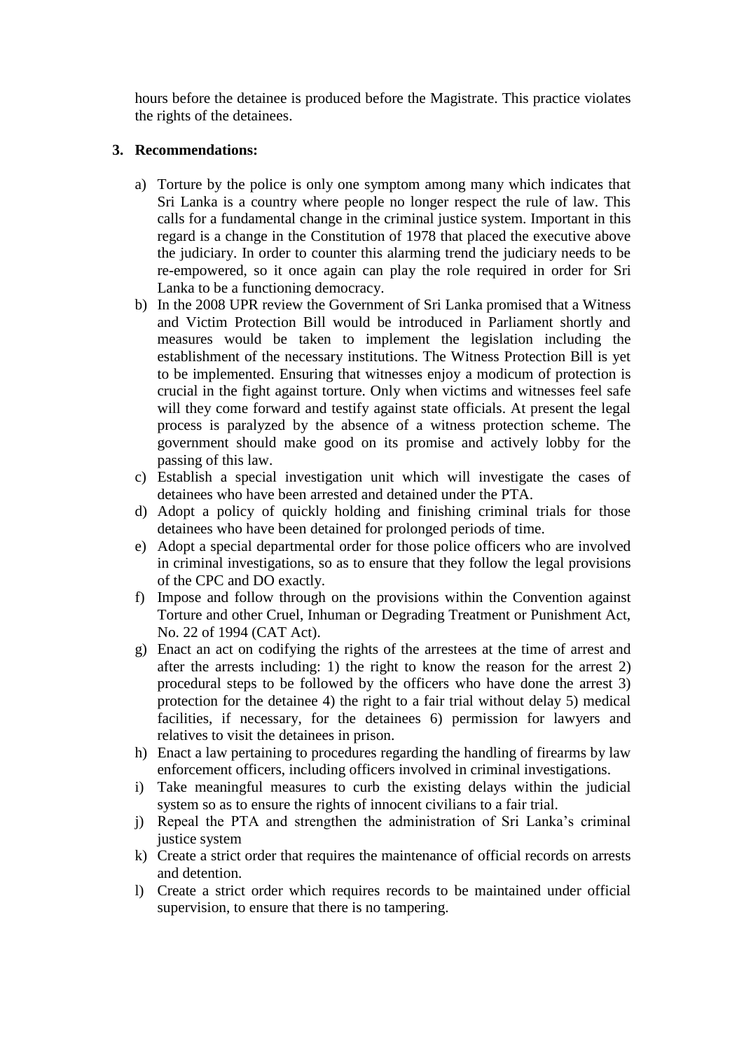hours before the detainee is produced before the Magistrate. This practice violates the rights of the detainees.

3. **Recommendations:**

a) Torture by the police is only one symptom among many which indicates that Sri Lanka is a country where people no longer respect the rule of law. This calls for a fundamental change in the criminal justice system. Important in this regard is a change in the Constitution of 1978 that placed the executive above the judiciary. In order to counter this alarming trend the judiciary needs to be re-empowered, so it once again can play the role required in order for Sri Lanka to be a functioning democracy.
b) In the 2008 UPR review the Government of Sri Lanka promised that a Witness and Victim Protection Bill would be introduced in Parliament shortly and measures would be taken to implement the legislation including the establishment of the necessary institutions. The Witness Protection Bill is yet to be implemented. Ensuring that witnesses enjoy a modicum of protection is crucial in the fight against torture. Only when victims and witnesses feel safe will they come forward and testify against state officials. At present the legal process is paralyzed by the absence of a witness protection scheme. The government should make good on its promise and actively lobby for the passing of this law.
c) Establish a special investigation unit which will investigate the cases of detainees who have been arrested and detained under the PTA.
d) Adopt a policy of quickly holding and finishing criminal trials for those detainees who have been detained for prolonged periods of time.
e) Adopt a special departmental order for those police officers who are involved in criminal investigations, so as to ensure that they follow the legal provisions of the CPC and DO exactly.
f) Impose and follow through on the provisions within the Convention against Torture and other Cruel, Inhuman or Degrading Treatment or Punishment Act, No. 22 of 1994 (CAT Act).
g) Enact an act on codifying the rights of the arrestees at the time of arrest and after the arrests including: 1) the right to know the reason for the arrest 2) procedural steps to be followed by the officers who have done the arrest 3) protection for the detainee 4) the right to a fair trial without delay 5) medical facilities, if necessary, for the detainees 6) permission for lawyers and relatives to visit the detainees in prison.
h) Enact a law pertaining to procedures regarding the handling of firearms by law enforcement officers, including officers involved in criminal investigations.
i) Take meaningful measures to curb the existing delays within the judicial system so as to ensure the rights of innocent civilians to a fair trial.
j) Repeal the PTA and strengthen the administration of Sri Lanka's criminal justice system
k) Create a strict order that requires the maintenance of official records on arrests and detention.
l) Create a strict order which requires records to be maintained under official supervision, to ensure that there is no tampering.